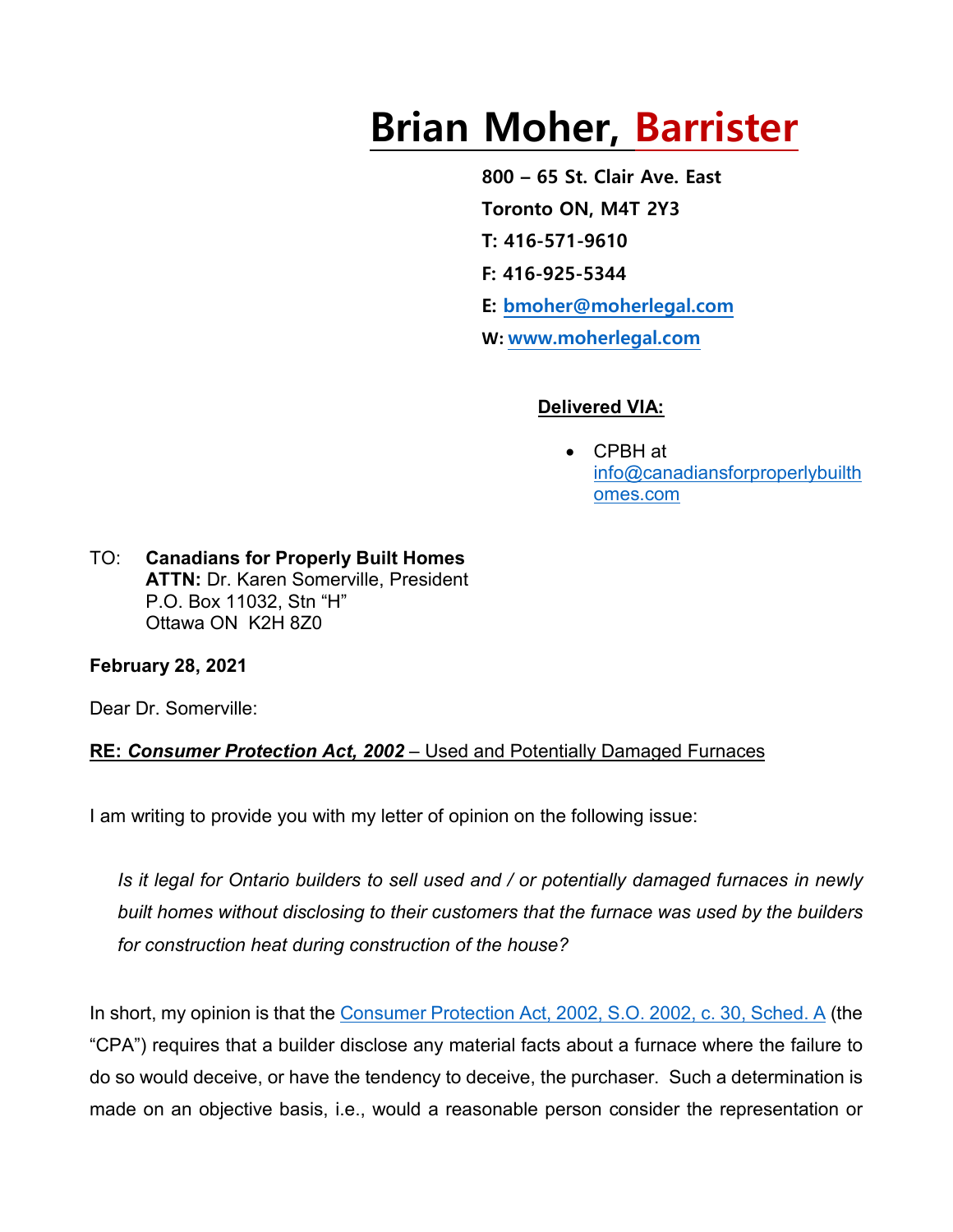# Brian Moher, Barrister

**800 – 65 St. Clair Ave. East**
**Toronto ON, M4T 2Y3**
**T: 416-571-9610**
**F: 416-925-5344**
**E: [bmoher@moherlegal.com](mailto:bmoher@moherlegal.com)**
**W: [www.moherlegal.com](http://www.moherlegal.com)**

**Delivered VIA:**

- CPBH at [info@canadiansforproperlybuilthomes.com](mailto:info@canadiansforproperlybuilthomes.com)

TO: **Canadians for Properly Built Homes**
**ATTN:** Dr. Karen Somerville, President
P.O. Box 11032, Stn "H"
Ottawa ON K2H 8Z0

**February 28, 2021**

Dear Dr. Somerville:

**RE: *Consumer Protection Act, 2002*** – Used and Potentially Damaged Furnaces

I am writing to provide you with my letter of opinion on the following issue:

> *Is it legal for Ontario builders to sell used and / or potentially damaged furnaces in newly built homes without disclosing to their customers that the furnace was used by the builders for construction heat during construction of the house?*

In short, my opinion is that the Consumer Protection Act, 2002, S.O. 2002, c. 30, Sched. A (the "CPA") requires that a builder disclose any material facts about a furnace where the failure to do so would deceive, or have the tendency to deceive, the purchaser. Such a determination is made on an objective basis, i.e., would a reasonable person consider the representation or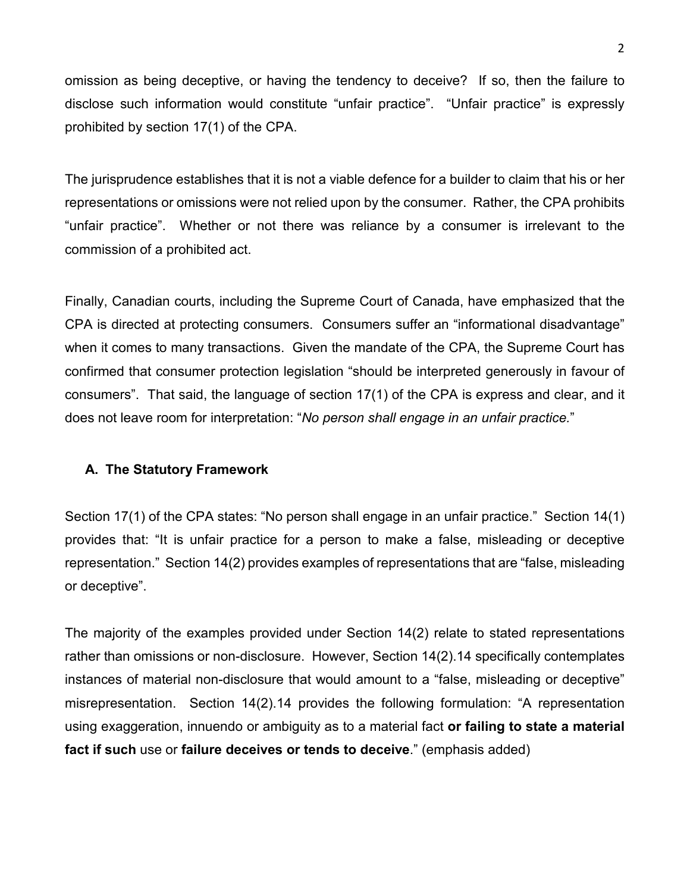omission as being deceptive, or having the tendency to deceive? If so, then the failure to disclose such information would constitute "unfair practice". "Unfair practice" is expressly prohibited by section 17(1) of the CPA.

The jurisprudence establishes that it is not a viable defence for a builder to claim that his or her representations or omissions were not relied upon by the consumer. Rather, the CPA prohibits "unfair practice". Whether or not there was reliance by a consumer is irrelevant to the commission of a prohibited act.

Finally, Canadian courts, including the Supreme Court of Canada, have emphasized that the CPA is directed at protecting consumers. Consumers suffer an "informational disadvantage" when it comes to many transactions. Given the mandate of the CPA, the Supreme Court has confirmed that consumer protection legislation "should be interpreted generously in favour of consumers". That said, the language of section 17(1) of the CPA is express and clear, and it does not leave room for interpretation: "*No person shall engage in an unfair practice.*"

### A. The Statutory Framework

Section 17(1) of the CPA states: "No person shall engage in an unfair practice." Section 14(1) provides that: "It is unfair practice for a person to make a false, misleading or deceptive representation." Section 14(2) provides examples of representations that are "false, misleading or deceptive".

The majority of the examples provided under Section 14(2) relate to stated representations rather than omissions or non-disclosure. However, Section 14(2).14 specifically contemplates instances of material non-disclosure that would amount to a "false, misleading or deceptive" misrepresentation. Section 14(2).14 provides the following formulation: "A representation using exaggeration, innuendo or ambiguity as to a material fact **or failing to state a material fact if such** use or **failure deceives or tends to deceive**." (emphasis added)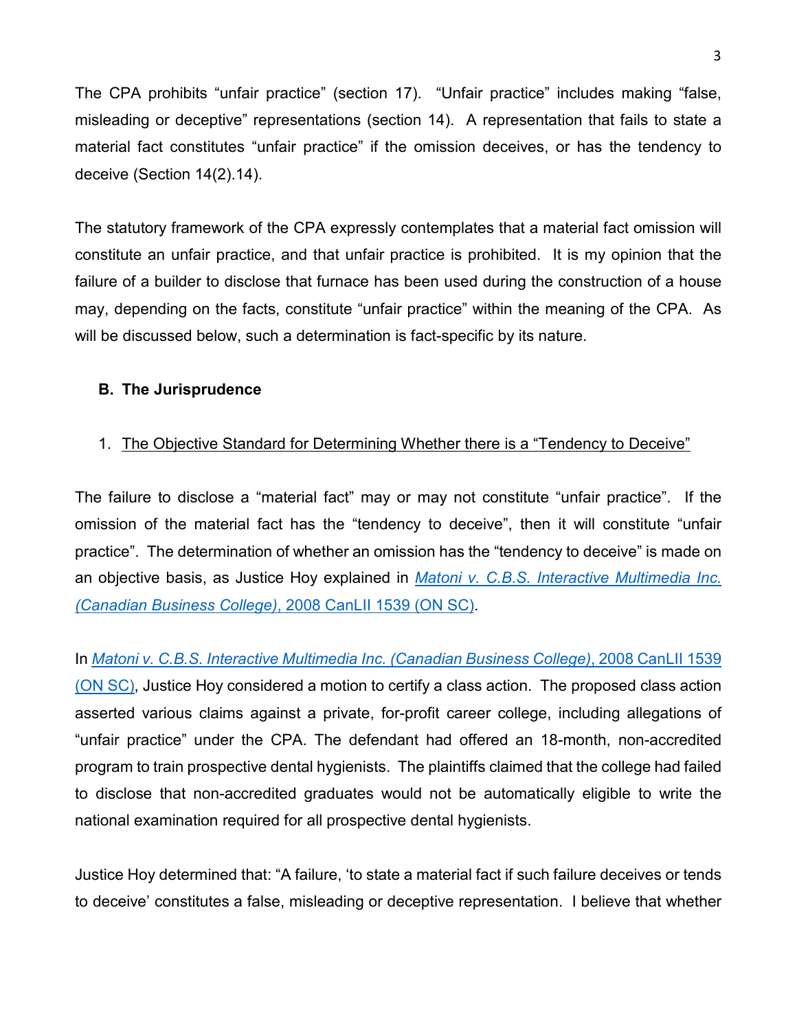The CPA prohibits "unfair practice" (section 17). "Unfair practice" includes making "false, misleading or deceptive" representations (section 14). A representation that fails to state a material fact constitutes "unfair practice" if the omission deceives, or has the tendency to deceive (Section 14(2).14).

The statutory framework of the CPA expressly contemplates that a material fact omission will constitute an unfair practice, and that unfair practice is prohibited. It is my opinion that the failure of a builder to disclose that furnace has been used during the construction of a house may, depending on the facts, constitute "unfair practice" within the meaning of the CPA. As will be discussed below, such a determination is fact-specific by its nature.

### B. The Jurisprudence

1. The Objective Standard for Determining Whether there is a "Tendency to Deceive"

The failure to disclose a "material fact" may or may not constitute "unfair practice". If the omission of the material fact has the "tendency to deceive", then it will constitute "unfair practice". The determination of whether an omission has the "tendency to deceive" is made on an objective basis, as Justice Hoy explained in *Matoni v. C.B.S. Interactive Multimedia Inc. (Canadian Business College)*, 2008 CanLII 1539 (ON SC).

In *Matoni v. C.B.S. Interactive Multimedia Inc. (Canadian Business College)*, 2008 CanLII 1539 (ON SC), Justice Hoy considered a motion to certify a class action. The proposed class action asserted various claims against a private, for-profit career college, including allegations of "unfair practice" under the CPA. The defendant had offered an 18-month, non-accredited program to train prospective dental hygienists. The plaintiffs claimed that the college had failed to disclose that non-accredited graduates would not be automatically eligible to write the national examination required for all prospective dental hygienists.

Justice Hoy determined that: "A failure, 'to state a material fact if such failure deceives or tends to deceive' constitutes a false, misleading or deceptive representation. I believe that whether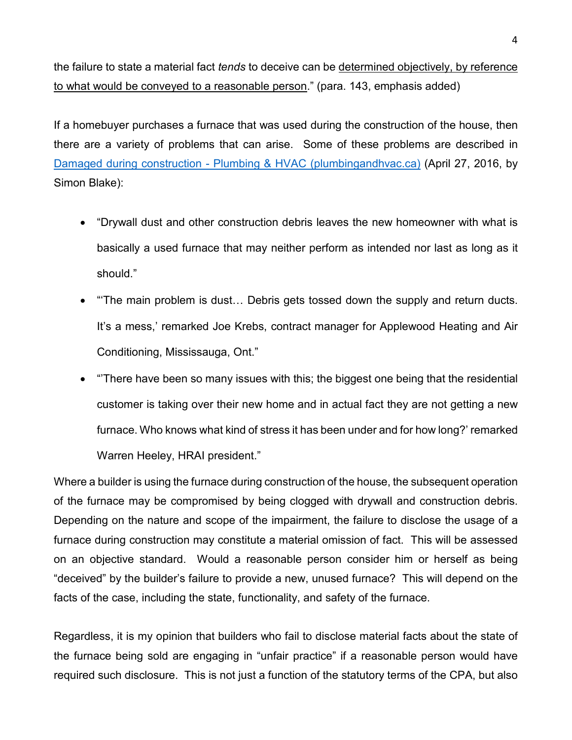the failure to state a material fact *tends* to deceive can be <u>determined objectively, by reference to what would be conveyed to a reasonable person</u>." (para. 143, emphasis added)

If a homebuyer purchases a furnace that was used during the construction of the house, then there are a variety of problems that can arise. Some of these problems are described in [Damaged during construction - Plumbing & HVAC (plumbingandhvac.ca)](plumbingandhvac.ca) (April 27, 2016, by Simon Blake):

- "Drywall dust and other construction debris leaves the new homeowner with what is basically a used furnace that may neither perform as intended nor last as long as it should."
- "'The main problem is dust… Debris gets tossed down the supply and return ducts. It's a mess,' remarked Joe Krebs, contract manager for Applewood Heating and Air Conditioning, Mississauga, Ont."
- "'There have been so many issues with this; the biggest one being that the residential customer is taking over their new home and in actual fact they are not getting a new furnace. Who knows what kind of stress it has been under and for how long?' remarked Warren Heeley, HRAI president."

Where a builder is using the furnace during construction of the house, the subsequent operation of the furnace may be compromised by being clogged with drywall and construction debris. Depending on the nature and scope of the impairment, the failure to disclose the usage of a furnace during construction may constitute a material omission of fact. This will be assessed on an objective standard. Would a reasonable person consider him or herself as being "deceived" by the builder's failure to provide a new, unused furnace? This will depend on the facts of the case, including the state, functionality, and safety of the furnace.

Regardless, it is my opinion that builders who fail to disclose material facts about the state of the furnace being sold are engaging in "unfair practice" if a reasonable person would have required such disclosure. This is not just a function of the statutory terms of the CPA, but also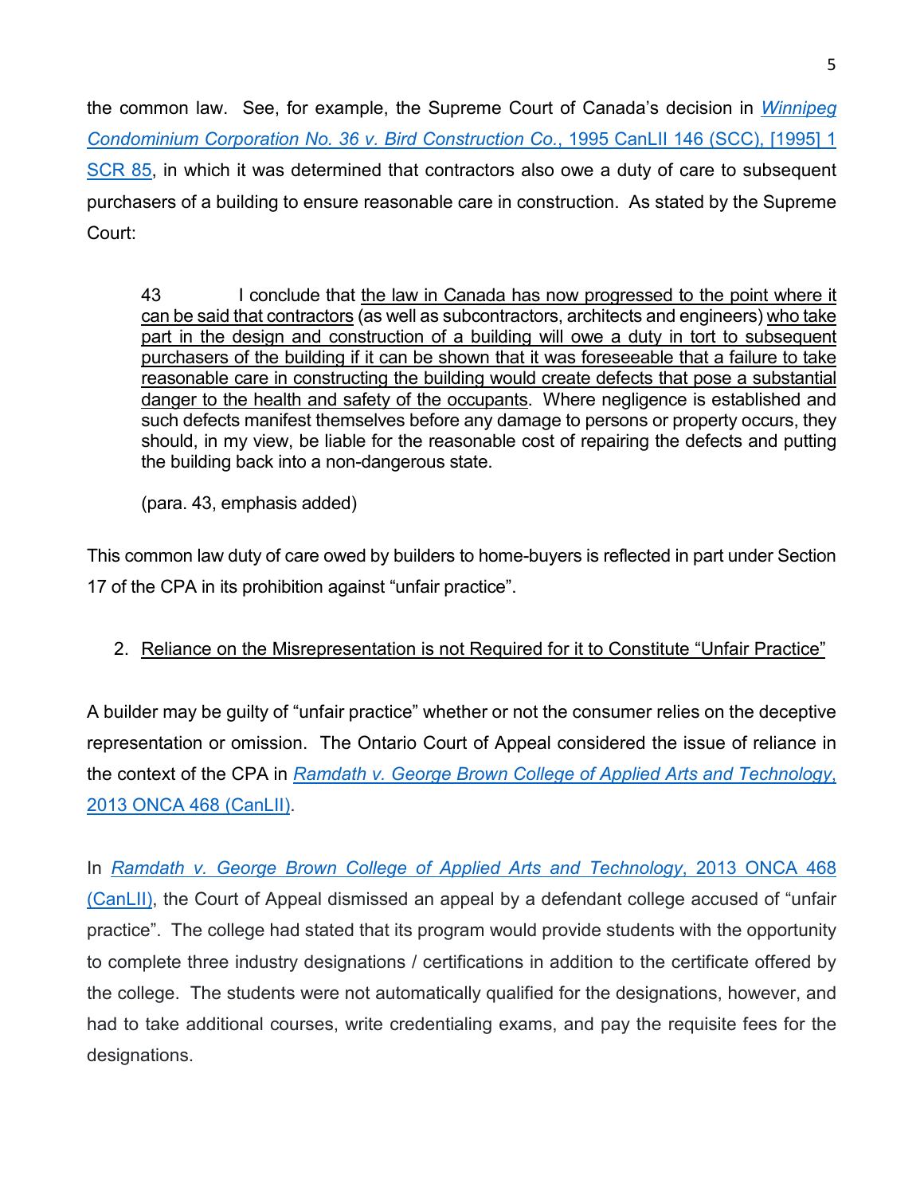the common law. See, for example, the Supreme Court of Canada's decision in [*Winnipeg Condominium Corporation No. 36 v. Bird Construction Co.*, 1995 CanLII 146 (SCC), [1995] 1 SCR 85], in which it was determined that contractors also owe a duty of care to subsequent purchasers of a building to ensure reasonable care in construction. As stated by the Supreme Court:

> 43 I conclude that <u>the law in Canada has now progressed to the point where it can be said that contractors</u> (as well as subcontractors, architects and engineers) <u>who take part in the design and construction of a building will owe a duty in tort to subsequent purchasers of the building if it can be shown that it was foreseeable that a failure to take reasonable care in constructing the building would create defects that pose a substantial danger to the health and safety of the occupants</u>. Where negligence is established and such defects manifest themselves before any damage to persons or property occurs, they should, in my view, be liable for the reasonable cost of repairing the defects and putting the building back into a non-dangerous state.
>
> (para. 43, emphasis added)

This common law duty of care owed by builders to home-buyers is reflected in part under Section 17 of the CPA in its prohibition against "unfair practice".

2. <u>Reliance on the Misrepresentation is not Required for it to Constitute "Unfair Practice"</u>

A builder may be guilty of "unfair practice" whether or not the consumer relies on the deceptive representation or omission. The Ontario Court of Appeal considered the issue of reliance in the context of the CPA in *Ramdath v. George Brown College of Applied Arts and Technology*, 2013 ONCA 468 (CanLII).

In *Ramdath v. George Brown College of Applied Arts and Technology*, 2013 ONCA 468 (CanLII), the Court of Appeal dismissed an appeal by a defendant college accused of "unfair practice". The college had stated that its program would provide students with the opportunity to complete three industry designations / certifications in addition to the certificate offered by the college. The students were not automatically qualified for the designations, however, and had to take additional courses, write credentialing exams, and pay the requisite fees for the designations.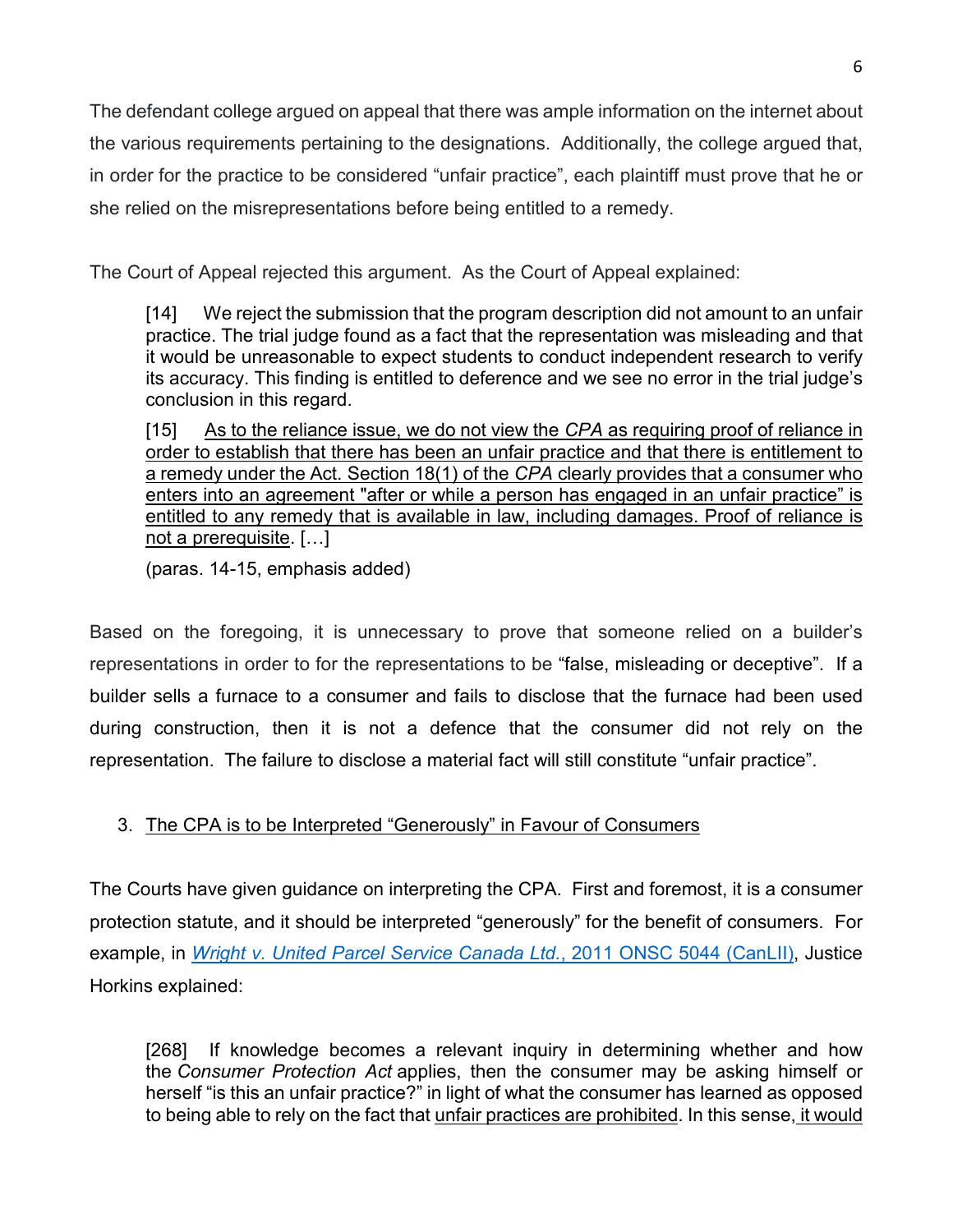The defendant college argued on appeal that there was ample information on the internet about the various requirements pertaining to the designations. Additionally, the college argued that, in order for the practice to be considered "unfair practice", each plaintiff must prove that he or she relied on the misrepresentations before being entitled to a remedy.

The Court of Appeal rejected this argument. As the Court of Appeal explained:

> [14] We reject the submission that the program description did not amount to an unfair practice. The trial judge found as a fact that the representation was misleading and that it would be unreasonable to expect students to conduct independent research to verify its accuracy. This finding is entitled to deference and we see no error in the trial judge's conclusion in this regard.
>
> [15] <u>As to the reliance issue, we do not view the *CPA* as requiring proof of reliance in order to establish that there has been an unfair practice and that there is entitlement to a remedy under the Act. Section 18(1) of the *CPA* clearly provides that a consumer who enters into an agreement "after or while a person has engaged in an unfair practice" is entitled to any remedy that is available in law, including damages. Proof of reliance is not a prerequisite</u>. […]
>
> (paras. 14-15, emphasis added)

Based on the foregoing, it is unnecessary to prove that someone relied on a builder's representations in order to for the representations to be "false, misleading or deceptive". If a builder sells a furnace to a consumer and fails to disclose that the furnace had been used during construction, then it is not a defence that the consumer did not rely on the representation. The failure to disclose a material fact will still constitute "unfair practice".

3. <u>The CPA is to be Interpreted "Generously" in Favour of Consumers</u>

The Courts have given guidance on interpreting the CPA. First and foremost, it is a consumer protection statute, and it should be interpreted "generously" for the benefit of consumers. For example, in [*Wright v. United Parcel Service Canada Ltd.*, 2011 ONSC 5044 (CanLII)](), Justice Horkins explained:

> [268] If knowledge becomes a relevant inquiry in determining whether and how the *Consumer Protection Act* applies, then the consumer may be asking himself or herself "is this an unfair practice?" in light of what the consumer has learned as opposed to being able to rely on the fact that <u>unfair practices are prohibited</u>. In this sense, <u>it would</u>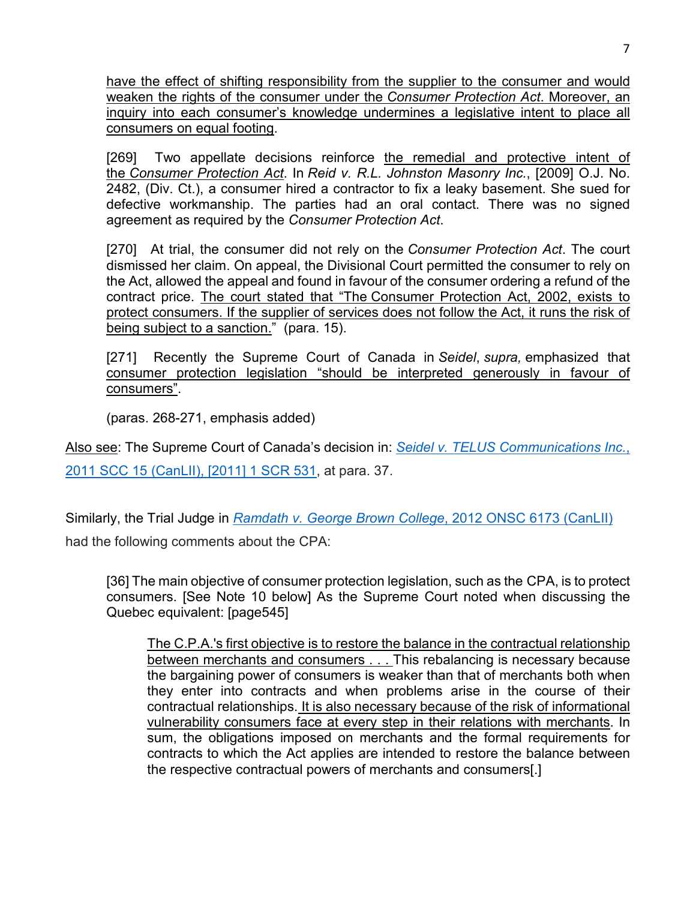> have the effect of shifting responsibility from the supplier to the consumer and would weaken the rights of the consumer under the *Consumer Protection Act*. Moreover, an inquiry into each consumer's knowledge undermines a legislative intent to place all consumers on equal footing.
>
> [269] Two appellate decisions reinforce the remedial and protective intent of the *Consumer Protection Act*. In *Reid v. R.L. Johnston Masonry Inc.*, [2009] O.J. No. 2482, (Div. Ct.), a consumer hired a contractor to fix a leaky basement. She sued for defective workmanship. The parties had an oral contact. There was no signed agreement as required by the *Consumer Protection Act*.
>
> [270] At trial, the consumer did not rely on the *Consumer Protection Act*. The court dismissed her claim. On appeal, the Divisional Court permitted the consumer to rely on the Act, allowed the appeal and found in favour of the consumer ordering a refund of the contract price. The court stated that "The Consumer Protection Act, 2002, exists to protect consumers. If the supplier of services does not follow the Act, it runs the risk of being subject to a sanction." (para. 15).
>
> [271] Recently the Supreme Court of Canada in *Seidel*, *supra,* emphasized that consumer protection legislation "should be interpreted generously in favour of consumers".
>
> (paras. 268-271, emphasis added)

Also see: The Supreme Court of Canada's decision in: *Seidel v. TELUS Communications Inc.*, 2011 SCC 15 (CanLII), [2011] 1 SCR 531, at para. 37.

Similarly, the Trial Judge in *Ramdath v. George Brown College*, 2012 ONSC 6173 (CanLII) had the following comments about the CPA:

> [36] The main objective of consumer protection legislation, such as the CPA, is to protect consumers. [See Note 10 below] As the Supreme Court noted when discussing the Quebec equivalent: [page545]
>
>> The C.P.A.'s first objective is to restore the balance in the contractual relationship between merchants and consumers . . . This rebalancing is necessary because the bargaining power of consumers is weaker than that of merchants both when they enter into contracts and when problems arise in the course of their contractual relationships. It is also necessary because of the risk of informational vulnerability consumers face at every step in their relations with merchants. In sum, the obligations imposed on merchants and the formal requirements for contracts to which the Act applies are intended to restore the balance between the respective contractual powers of merchants and consumers[.]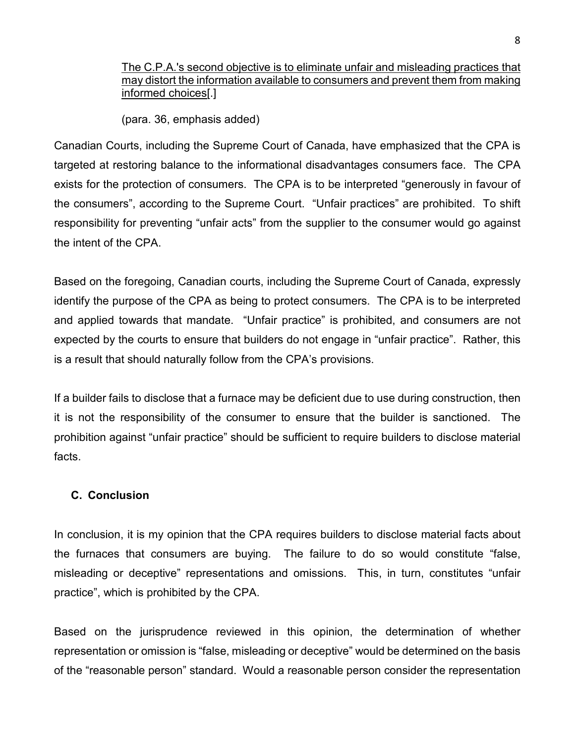> <u>The C.P.A.'s second objective is to eliminate unfair and misleading practices that may distort the information available to consumers and prevent them from making informed choices</u>[.]
>
> (para. 36, emphasis added)

Canadian Courts, including the Supreme Court of Canada, have emphasized that the CPA is targeted at restoring balance to the informational disadvantages consumers face. The CPA exists for the protection of consumers. The CPA is to be interpreted "generously in favour of the consumers", according to the Supreme Court. "Unfair practices" are prohibited. To shift responsibility for preventing "unfair acts" from the supplier to the consumer would go against the intent of the CPA.

Based on the foregoing, Canadian courts, including the Supreme Court of Canada, expressly identify the purpose of the CPA as being to protect consumers. The CPA is to be interpreted and applied towards that mandate. "Unfair practice" is prohibited, and consumers are not expected by the courts to ensure that builders do not engage in "unfair practice". Rather, this is a result that should naturally follow from the CPA's provisions.

If a builder fails to disclose that a furnace may be deficient due to use during construction, then it is not the responsibility of the consumer to ensure that the builder is sanctioned. The prohibition against "unfair practice" should be sufficient to require builders to disclose material facts.

### C. Conclusion

In conclusion, it is my opinion that the CPA requires builders to disclose material facts about the furnaces that consumers are buying. The failure to do so would constitute "false, misleading or deceptive" representations and omissions. This, in turn, constitutes "unfair practice", which is prohibited by the CPA.

Based on the jurisprudence reviewed in this opinion, the determination of whether representation or omission is "false, misleading or deceptive" would be determined on the basis of the "reasonable person" standard. Would a reasonable person consider the representation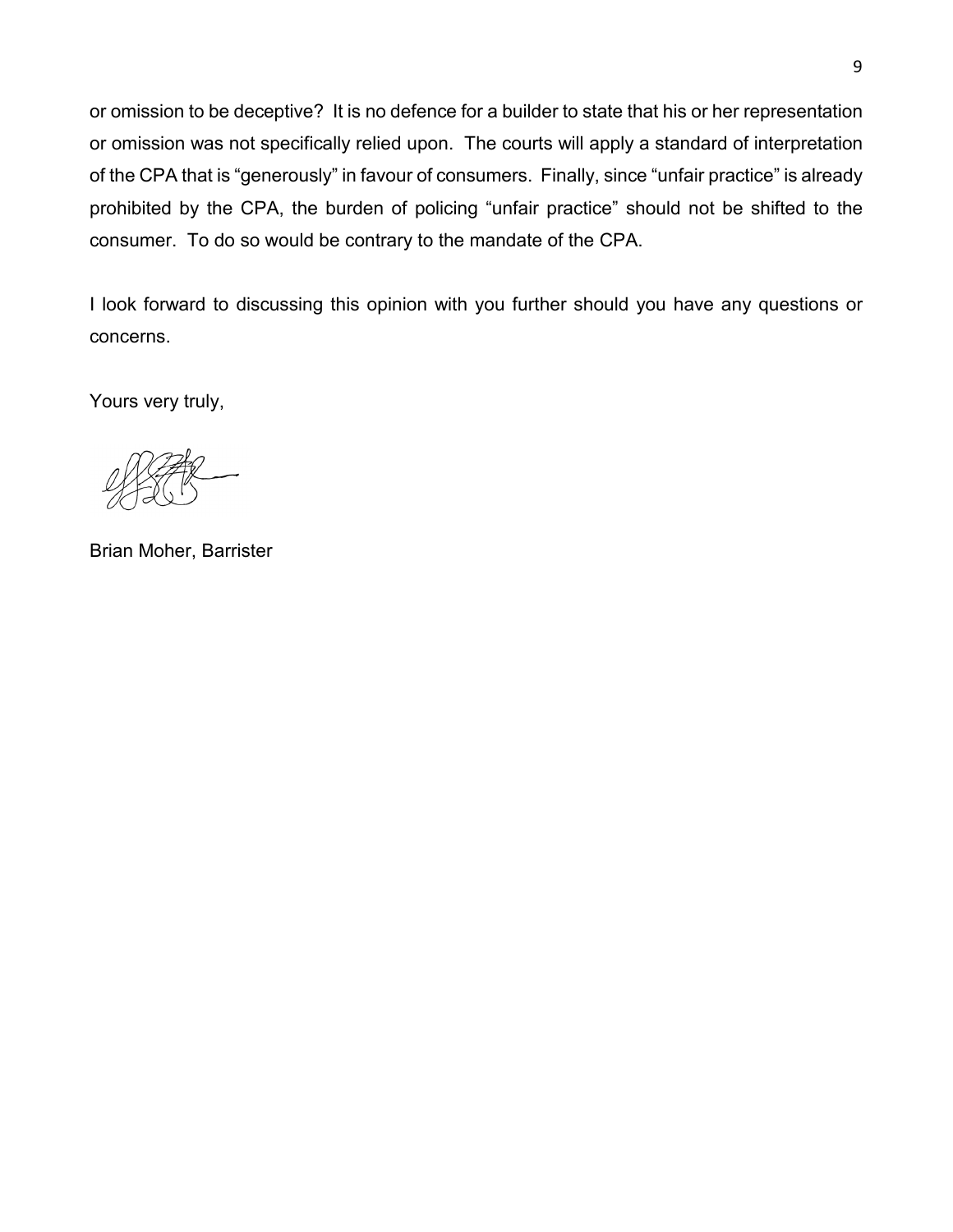or omission to be deceptive? It is no defence for a builder to state that his or her representation or omission was not specifically relied upon. The courts will apply a standard of interpretation of the CPA that is "generously" in favour of consumers. Finally, since "unfair practice" is already prohibited by the CPA, the burden of policing "unfair practice" should not be shifted to the consumer. To do so would be contrary to the mandate of the CPA.

I look forward to discussing this opinion with you further should you have any questions or concerns.

Yours very truly,

Brian Moher, Barrister